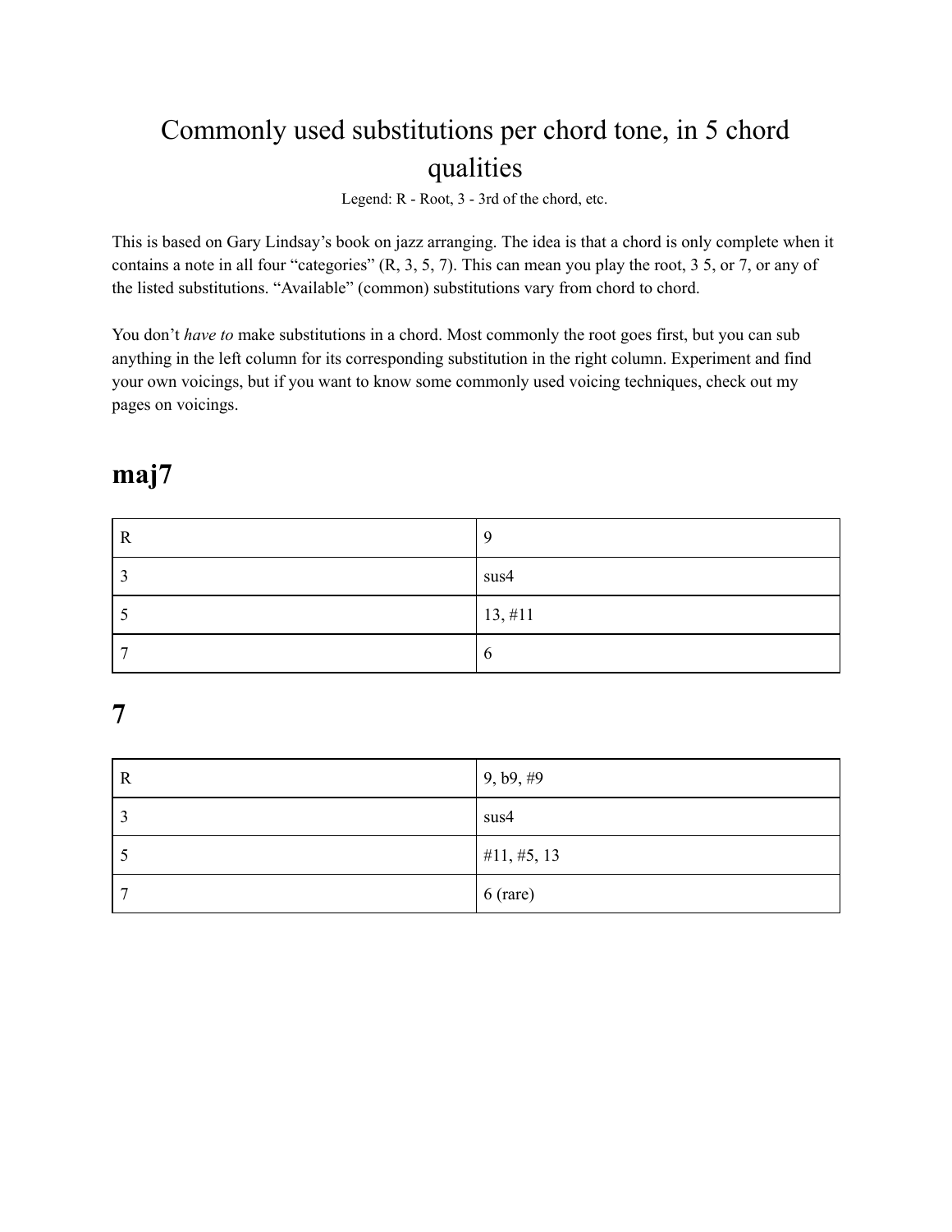# Commonly used substitutions per chord tone, in 5 chord qualities

Legend: R - Root, 3 - 3rd of the chord, etc.

This is based on Gary Lindsay's book on jazz arranging. The idea is that a chord is only complete when it contains a note in all four "categories" (R, 3, 5, 7). This can mean you play the root, 3 5, or 7, or any of the listed substitutions. "Available" (common) substitutions vary from chord to chord.

You don't *have to* make substitutions in a chord. Most commonly the root goes first, but you can sub anything in the left column for its corresponding substitution in the right column. Experiment and find your own voicings, but if you want to know some commonly used voicing techniques, check out my pages on voicings.

## maj7

| | |
|---|---|
| R | 9 |
| 3 | sus4 |
| 5 | 13, #11 |
| 7 | 6 |

## 7

| | |
|---|---|
| R | 9, b9, #9 |
| 3 | sus4 |
| 5 | #11, #5, 13 |
| 7 | 6 (rare) |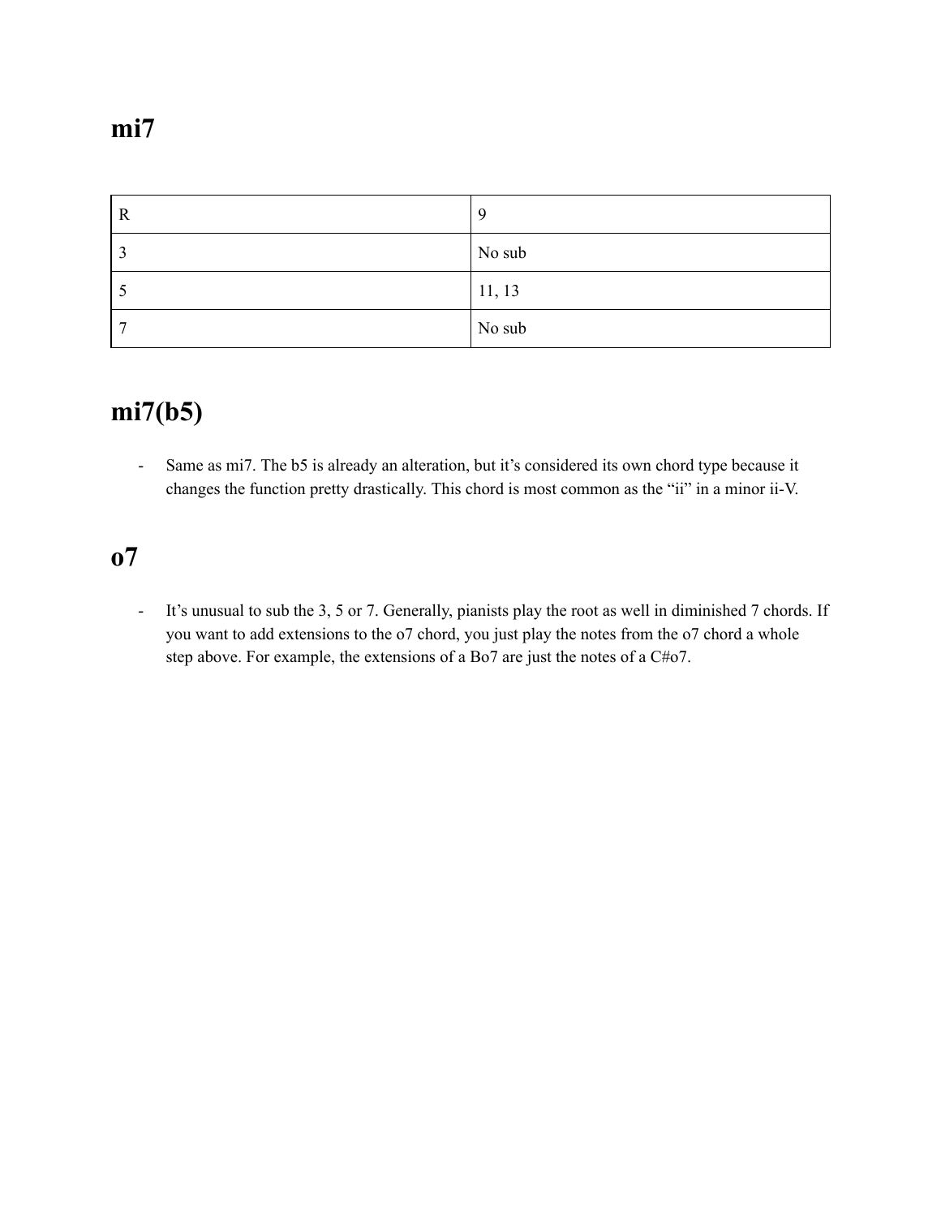# mi7

| | |
|---|---|
| R | 9 |
| 3 | No sub |
| 5 | 11, 13 |
| 7 | No sub |

# mi7(b5)

- Same as mi7. The b5 is already an alteration, but it's considered its own chord type because it changes the function pretty drastically. This chord is most common as the "ii" in a minor ii-V.

# o7

- It's unusual to sub the 3, 5 or 7. Generally, pianists play the root as well in diminished 7 chords. If you want to add extensions to the o7 chord, you just play the notes from the o7 chord a whole step above. For example, the extensions of a Bo7 are just the notes of a C#o7.